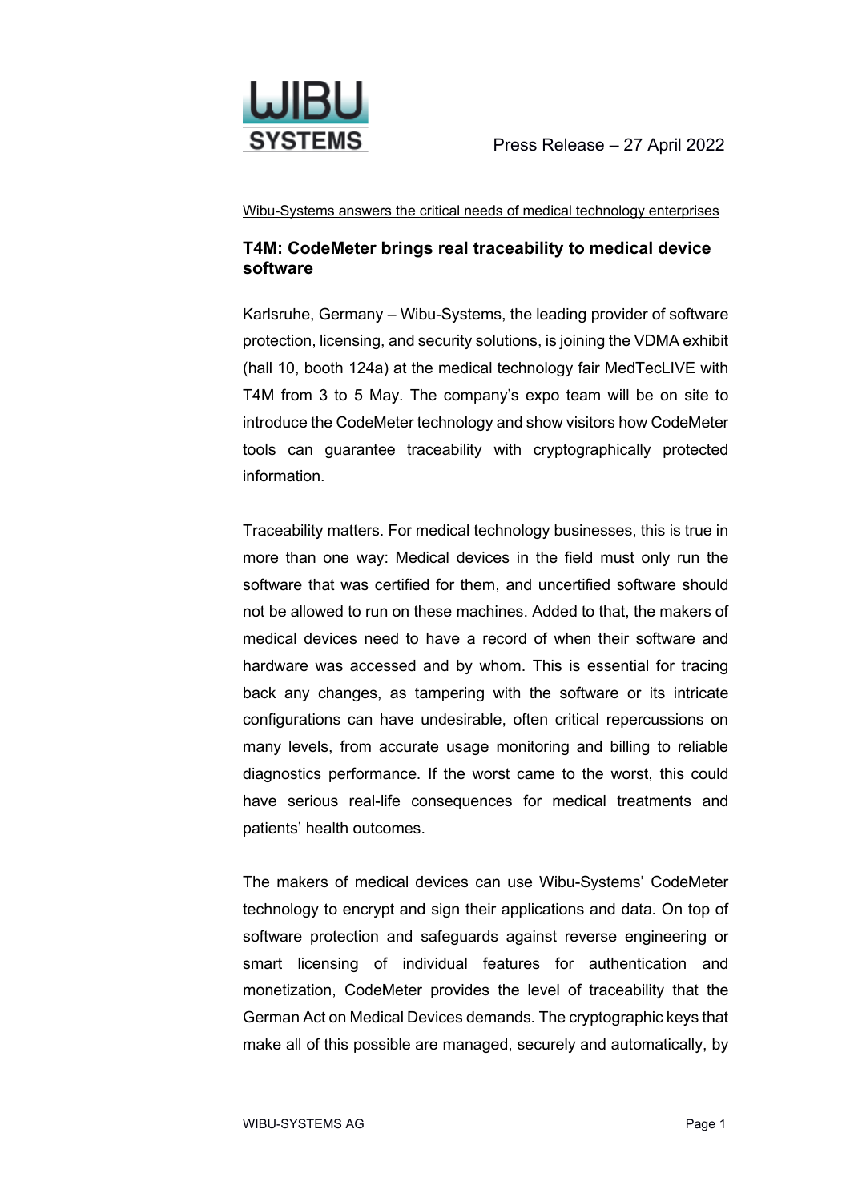Press Release – 27 April 2022

Wibu-Systems answers the critical needs of medical technology enterprises

## T4M: CodeMeter brings real traceability to medical device software

Karlsruhe, Germany – Wibu-Systems, the leading provider of software protection, licensing, and security solutions, is joining the VDMA exhibit (hall 10, booth 124a) at the medical technology fair MedTecLIVE with T4M from 3 to 5 May. The company's expo team will be on site to introduce the CodeMeter technology and show visitors how CodeMeter tools can guarantee traceability with cryptographically protected information.

Traceability matters. For medical technology businesses, this is true in more than one way: Medical devices in the field must only run the software that was certified for them, and uncertified software should not be allowed to run on these machines. Added to that, the makers of medical devices need to have a record of when their software and hardware was accessed and by whom. This is essential for tracing back any changes, as tampering with the software or its intricate configurations can have undesirable, often critical repercussions on many levels, from accurate usage monitoring and billing to reliable diagnostics performance. If the worst came to the worst, this could have serious real-life consequences for medical treatments and patients' health outcomes.

The makers of medical devices can use Wibu-Systems' CodeMeter technology to encrypt and sign their applications and data. On top of software protection and safeguards against reverse engineering or smart licensing of individual features for authentication and monetization, CodeMeter provides the level of traceability that the German Act on Medical Devices demands. The cryptographic keys that make all of this possible are managed, securely and automatically, by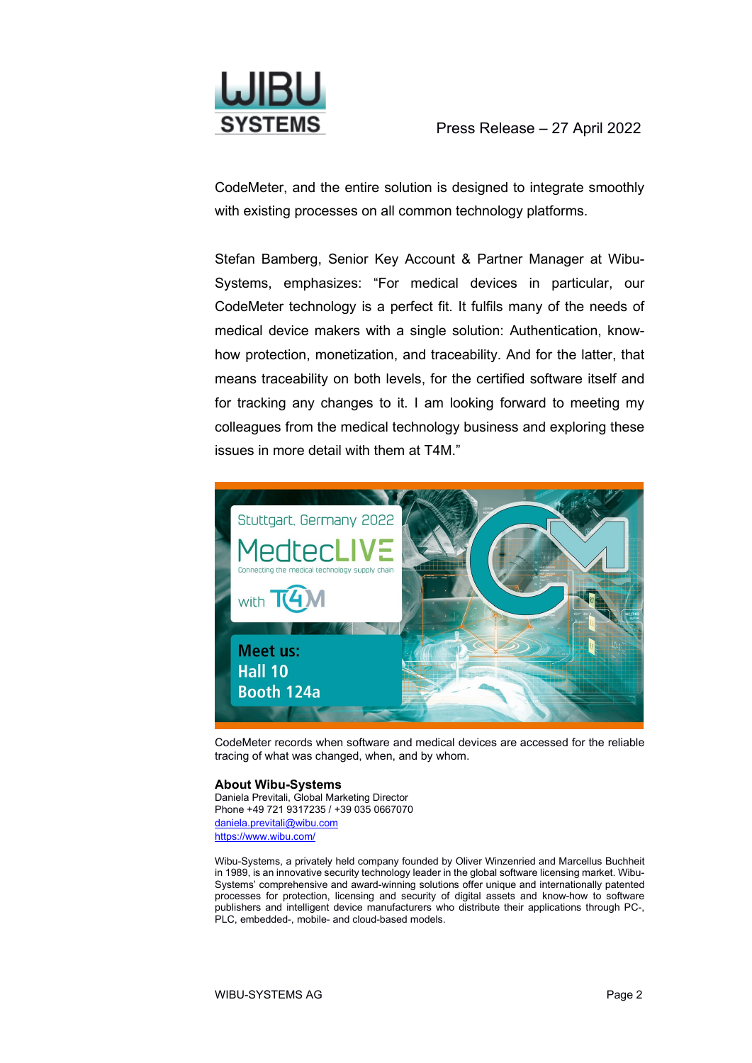CodeMeter, and the entire solution is designed to integrate smoothly with existing processes on all common technology platforms.

Stefan Bamberg, Senior Key Account & Partner Manager at Wibu-Systems, emphasizes: "For medical devices in particular, our CodeMeter technology is a perfect fit. It fulfils many of the needs of medical device makers with a single solution: Authentication, know-how protection, monetization, and traceability. And for the latter, that means traceability on both levels, for the certified software itself and for tracking any changes to it. I am looking forward to meeting my colleagues from the medical technology business and exploring these issues in more detail with them at T4M."

CodeMeter records when software and medical devices are accessed for the reliable tracing of what was changed, when, and by whom.

**About Wibu-Systems**
Daniela Previtali, Global Marketing Director
Phone +49 721 9317235 / +39 035 0667070
[daniela.previtali@wibu.com](mailto:daniela.previtali@wibu.com)
[https://www.wibu.com/](https://www.wibu.com/)

Wibu-Systems, a privately held company founded by Oliver Winzenried and Marcellus Buchheit in 1989, is an innovative security technology leader in the global software licensing market. Wibu-Systems' comprehensive and award-winning solutions offer unique and internationally patented processes for protection, licensing and security of digital assets and know-how to software publishers and intelligent device manufacturers who distribute their applications through PC-, PLC, embedded-, mobile- and cloud-based models.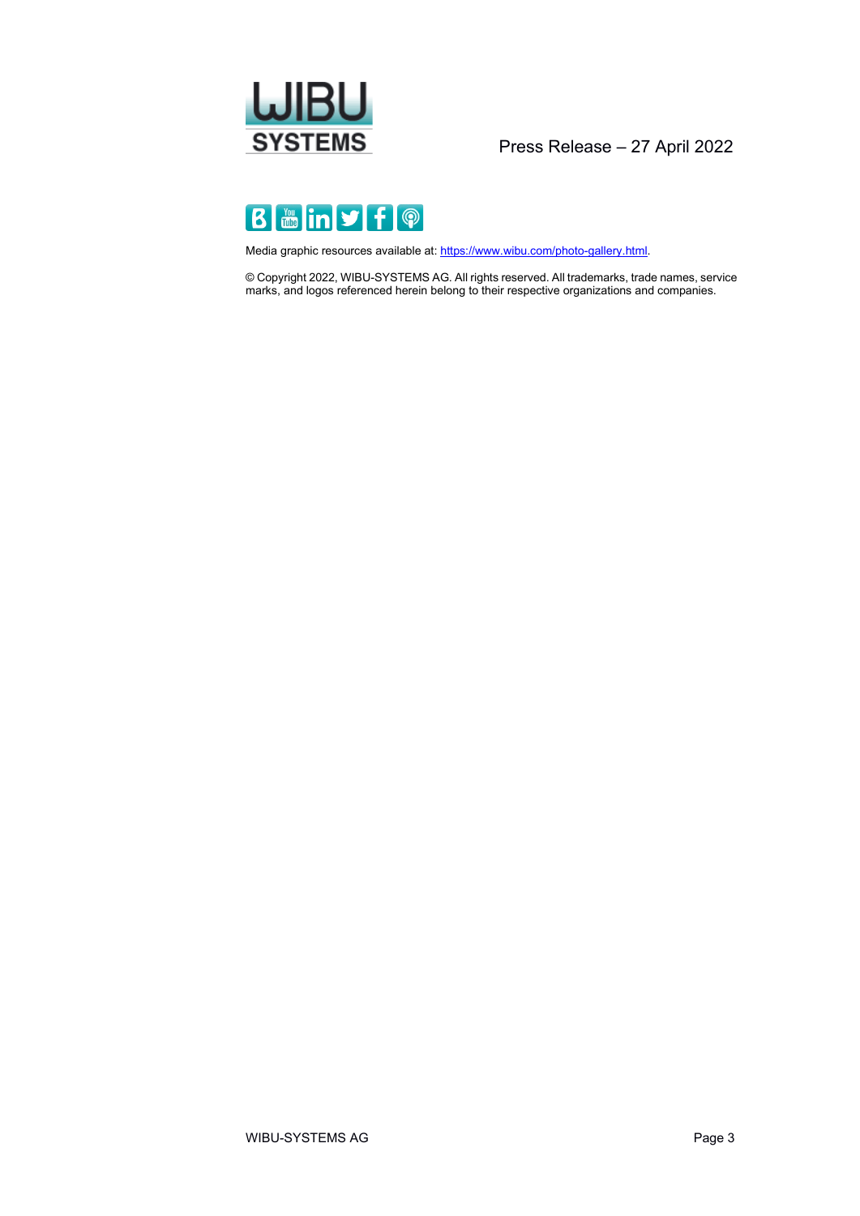Media graphic resources available at: [https://www.wibu.com/photo-gallery.html](https://www.wibu.com/photo-gallery.html).

© Copyright 2022, WIBU-SYSTEMS AG. All rights reserved. All trademarks, trade names, service marks, and logos referenced herein belong to their respective organizations and companies.